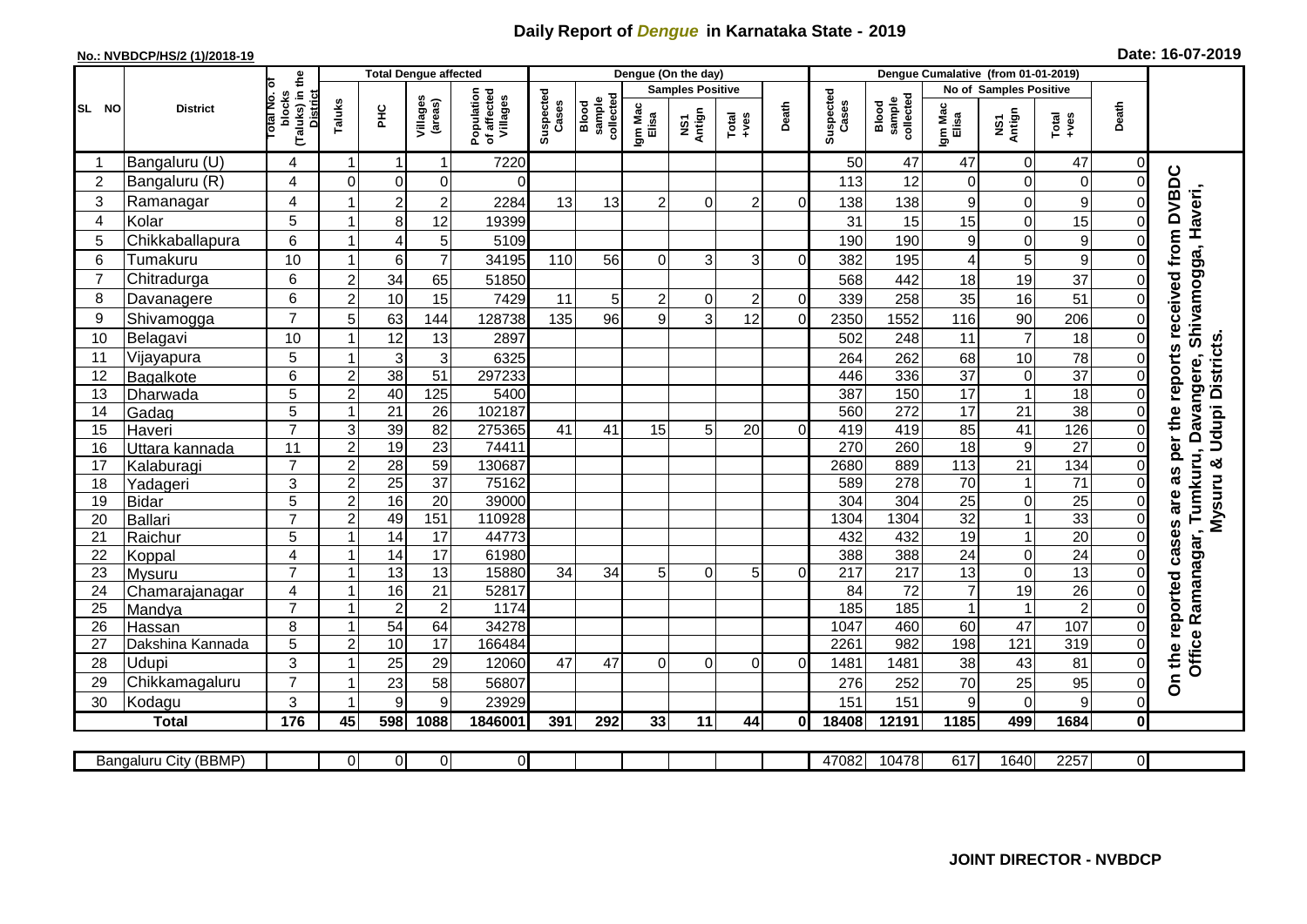# Daily Report of *Dengue* in Karnataka State - 2019

**No.: NVBDCP/HS/2 (1)/2018-19**

**Date: 16-07-2019**

| SL NO | District | Total No. of blocks (Taluks) in the District | Total Dengue affected | | | | Dengue (On the day) | | | | | | Dengue Cumalative (from 01-01-2019) | | | | | | |
|---|---|---|---|---|---|---|---|---|---|---|---|---|---|---|---|---|---|---|---|
| | | | Taluks | PHC | Villages (areas) | Population of affected Villages | Suspected Cases | Blood sample collected | Samples Positive | | | Death | Suspected Cases | Blood sample collected | No of Samples Positive | | | Death | |
| | | | | | | | | | Igm Mac Elisa | NS1 Antign | Total +ves | | | | Igm Mac Elisa | NS1 Antign | Total +ves | | |
| 1 | Bangaluru (U) | 4 | 1 | 1 | 1 | 7220 | | | | | | | 50 | 47 | 47 | 0 | 47 | 0 | On the reported cases are as per the reports received from DVBDC Office Ramanagar, Tumkuru, Davangere, Shivamogga, Haveri, Mysuru & Udupi Districts. |
| 2 | Bangaluru (R) | 4 | 0 | 0 | 0 | 0 | | | | | | | 113 | 12 | 0 | 0 | 0 | 0 | |
| 3 | Ramanagar | 4 | 1 | 2 | 2 | 2284 | 13 | 13 | 2 | 0 | 2 | 0 | 138 | 138 | 9 | 0 | 9 | 0 | |
| 4 | Kolar | 5 | 1 | 8 | 12 | 19399 | | | | | | | 31 | 15 | 15 | 0 | 15 | 0 | |
| 5 | Chikkaballapura | 6 | 1 | 4 | 5 | 5109 | | | | | | | 190 | 190 | 9 | 0 | 9 | 0 | |
| 6 | Tumakuru | 10 | 1 | 6 | 7 | 34195 | 110 | 56 | 0 | 3 | 3 | 0 | 382 | 195 | 4 | 5 | 9 | 0 | |
| 7 | Chitradurga | 6 | 2 | 34 | 65 | 51850 | | | | | | | 568 | 442 | 18 | 19 | 37 | 0 | |
| 8 | Davanagere | 6 | 2 | 10 | 15 | 7429 | 11 | 5 | 2 | 0 | 2 | 0 | 339 | 258 | 35 | 16 | 51 | 0 | |
| 9 | Shivamogga | 7 | 5 | 63 | 144 | 128738 | 135 | 96 | 9 | 3 | 12 | 0 | 2350 | 1552 | 116 | 90 | 206 | 0 | |
| 10 | Belagavi | 10 | 1 | 12 | 13 | 2897 | | | | | | | 502 | 248 | 11 | 7 | 18 | 0 | |
| 11 | Vijayapura | 5 | 1 | 3 | 3 | 6325 | | | | | | | 264 | 262 | 68 | 10 | 78 | 0 | |
| 12 | Bagalkote | 6 | 2 | 38 | 51 | 297233 | | | | | | | 446 | 336 | 37 | 0 | 37 | 0 | |
| 13 | Dharwada | 5 | 2 | 40 | 125 | 5400 | | | | | | | 387 | 150 | 17 | 1 | 18 | 0 | |
| 14 | Gadag | 5 | 1 | 21 | 26 | 102187 | | | | | | | 560 | 272 | 17 | 21 | 38 | 0 | |
| 15 | Haveri | 7 | 3 | 39 | 82 | 275365 | 41 | 41 | 15 | 5 | 20 | 0 | 419 | 419 | 85 | 41 | 126 | 0 | |
| 16 | Uttara kannada | 11 | 2 | 19 | 23 | 74411 | | | | | | | 270 | 260 | 18 | 9 | 27 | 0 | |
| 17 | Kalaburagi | 7 | 2 | 28 | 59 | 130687 | | | | | | | 2680 | 889 | 113 | 21 | 134 | 0 | |
| 18 | Yadageri | 3 | 2 | 25 | 37 | 75162 | | | | | | | 589 | 278 | 70 | 1 | 71 | 0 | |
| 19 | Bidar | 5 | 2 | 16 | 20 | 39000 | | | | | | | 304 | 304 | 25 | 0 | 25 | 0 | |
| 20 | Ballari | 7 | 2 | 49 | 151 | 110928 | | | | | | | 1304 | 1304 | 32 | 1 | 33 | 0 | |
| 21 | Raichur | 5 | 1 | 14 | 17 | 44773 | | | | | | | 432 | 432 | 19 | 1 | 20 | 0 | |
| 22 | Koppal | 4 | 1 | 14 | 17 | 61980 | | | | | | | 388 | 388 | 24 | 0 | 24 | 0 | |
| 23 | Mysuru | 7 | 1 | 13 | 13 | 15880 | 34 | 34 | 5 | 0 | 5 | 0 | 217 | 217 | 13 | 0 | 13 | 0 | |
| 24 | Chamarajanagar | 4 | 1 | 16 | 21 | 52817 | | | | | | | 84 | 72 | 7 | 19 | 26 | 0 | |
| 25 | Mandya | 7 | 1 | 2 | 2 | 1174 | | | | | | | 185 | 185 | 1 | 1 | 2 | 0 | |
| 26 | Hassan | 8 | 1 | 54 | 64 | 34278 | | | | | | | 1047 | 460 | 60 | 47 | 107 | 0 | |
| 27 | Dakshina Kannada | 5 | 2 | 10 | 17 | 166484 | | | | | | | 2261 | 982 | 198 | 121 | 319 | 0 | |
| 28 | Udupi | 3 | 1 | 25 | 29 | 12060 | 47 | 47 | 0 | 0 | 0 | 0 | 1481 | 1481 | 38 | 43 | 81 | 0 | |
| 29 | Chikkamagaluru | 7 | 1 | 23 | 58 | 56807 | | | | | | | 276 | 252 | 70 | 25 | 95 | 0 | |
| 30 | Kodagu | 3 | 1 | 9 | 9 | 23929 | | | | | | | 151 | 151 | 9 | 0 | 9 | 0 | |
| | **Total** | **176** | **45** | **598** | **1088** | **1846001** | **391** | **292** | **33** | **11** | **44** | **0** | **18408** | **12191** | **1185** | **499** | **1684** | **0** | |

| Bangaluru City (BBMP) | | 0 | 0 | 0 | 0 | | | | | | | 47082 | 10478 | 617 | 1640 | 2257 | 0 |
|---|---|---|---|---|---|---|---|---|---|---|---|---|---|---|---|---|---|

**JOINT DIRECTOR - NVBDCP**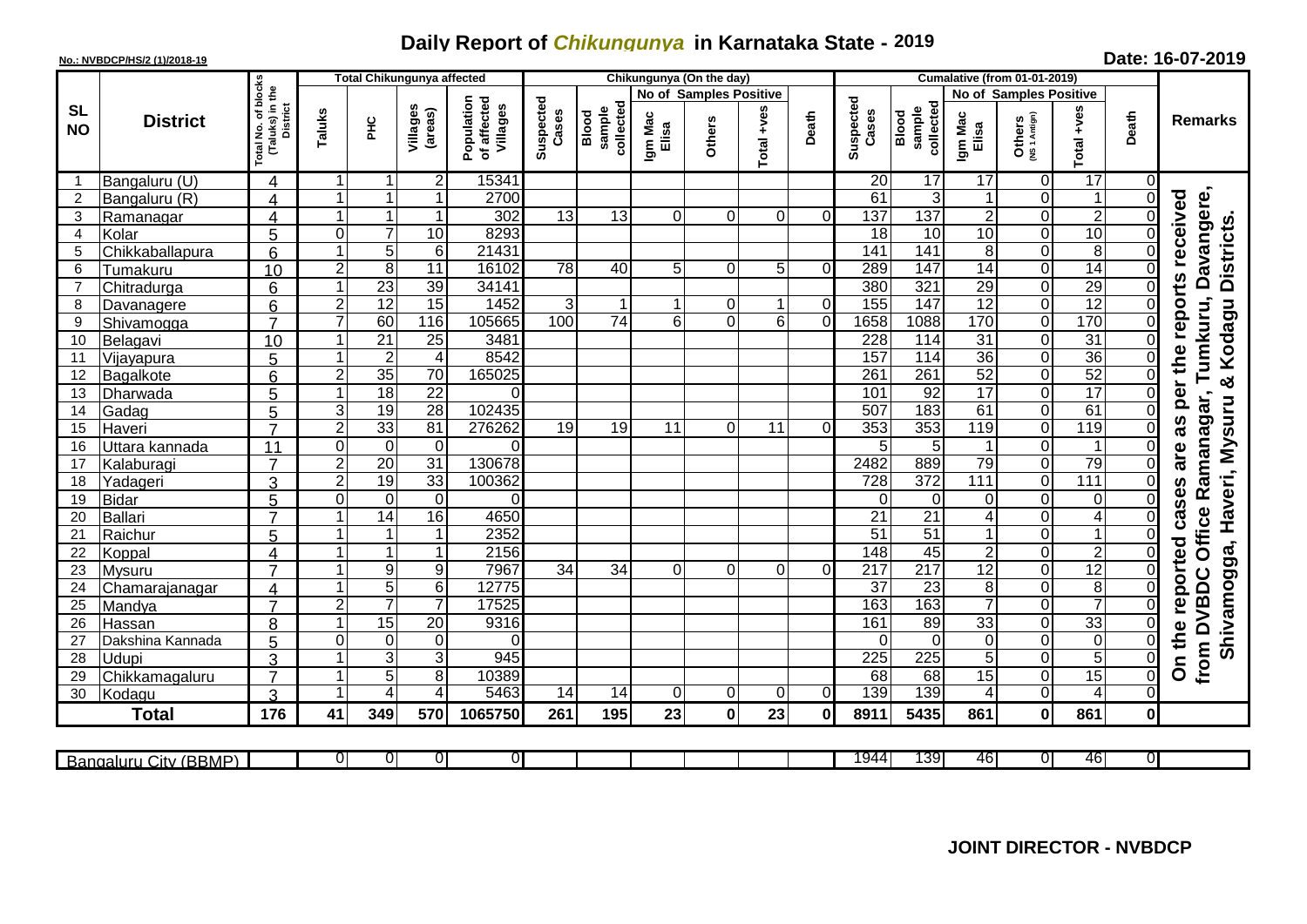# Daily Report of *Chikungunya* in Karnataka State - 2019

**No.: NVBDCP/HS/2 (1)/2018-19**

**Date: 16-07-2019**

| SL NO | District | Total No. of blocks (Taluks) in the District | Total Chikungunya affected | | | | Chikungunya (On the day) | | | | | | | Cumalative (from 01-01-2019) | | | | | | | Remarks |
|---|---|---|---|---|---|---|---|---|---|---|---|---|---|---|---|---|---|---|---|---|---|
| | | | Taluks | PHC | Villages (areas) | Population of affected Villages | Suspected Cases | Blood sample collected | No of Samples Positive | | | Death | Suspected Cases | Blood sample collected | No of Samples Positive | | | Death | |
| | | | | | | | | | Igm Mac Elisa | Others | Total +ves | | | | Igm Mac Elisa | Others (NS 1 Antign) | Total +ves | | |
| 1 | Bangaluru (U) | 4 | 1 | 1 | 2 | 15341 | | | | | | | 20 | 17 | 17 | 0 | 17 | 0 | On the reported cases are as per the reports received from DVBDC Office Ramanagar, Tumkuru, Davangere, Shivamogga, Haveri, Mysuru & Kodagu Districts. |
| 2 | Bangaluru (R) | 4 | 1 | 1 | 1 | 2700 | | | | | | | 61 | 3 | 1 | 0 | 1 | 0 | |
| 3 | Ramanagar | 4 | 1 | 1 | 1 | 302 | 13 | 13 | 0 | 0 | 0 | 0 | 137 | 137 | 2 | 0 | 2 | 0 | |
| 4 | Kolar | 5 | 0 | 7 | 10 | 8293 | | | | | | | 18 | 10 | 10 | 0 | 10 | 0 | |
| 5 | Chikkaballapura | 6 | 1 | 5 | 6 | 21431 | | | | | | | 141 | 141 | 8 | 0 | 8 | 0 | |
| 6 | Tumakuru | 10 | 2 | 8 | 11 | 16102 | 78 | 40 | 5 | 0 | 5 | 0 | 289 | 147 | 14 | 0 | 14 | 0 | |
| 7 | Chitradurga | 6 | 1 | 23 | 39 | 34141 | | | | | | | 380 | 321 | 29 | 0 | 29 | 0 | |
| 8 | Davanagere | 6 | 2 | 12 | 15 | 1452 | 3 | 1 | 1 | 0 | 1 | 0 | 155 | 147 | 12 | 0 | 12 | 0 | |
| 9 | Shivamogga | 7 | 7 | 60 | 116 | 105665 | 100 | 74 | 6 | 0 | 6 | 0 | 1658 | 1088 | 170 | 0 | 170 | 0 | |
| 10 | Belagavi | 10 | 1 | 21 | 25 | 3481 | | | | | | | 228 | 114 | 31 | 0 | 31 | 0 | |
| 11 | Vijayapura | 5 | 1 | 2 | 4 | 8542 | | | | | | | 157 | 114 | 36 | 0 | 36 | 0 | |
| 12 | Bagalkote | 6 | 2 | 35 | 70 | 165025 | | | | | | | 261 | 261 | 52 | 0 | 52 | 0 | |
| 13 | Dharwada | 5 | 1 | 18 | 22 | 0 | | | | | | | 101 | 92 | 17 | 0 | 17 | 0 | |
| 14 | Gadag | 5 | 3 | 19 | 28 | 102435 | | | | | | | 507 | 183 | 61 | 0 | 61 | 0 | |
| 15 | Haveri | 7 | 2 | 33 | 81 | 276262 | 19 | 19 | 11 | 0 | 11 | 0 | 353 | 353 | 119 | 0 | 119 | 0 | |
| 16 | Uttara kannada | 11 | 0 | 0 | 0 | 0 | | | | | | | 5 | 5 | 1 | 0 | 1 | 0 | |
| 17 | Kalaburagi | 7 | 2 | 20 | 31 | 130678 | | | | | | | 2482 | 889 | 79 | 0 | 79 | 0 | |
| 18 | Yadageri | 3 | 2 | 19 | 33 | 100362 | | | | | | | 728 | 372 | 111 | 0 | 111 | 0 | |
| 19 | Bidar | 5 | 0 | 0 | 0 | 0 | | | | | | | 0 | 0 | 0 | 0 | 0 | 0 | |
| 20 | Ballari | 7 | 1 | 14 | 16 | 4650 | | | | | | | 21 | 21 | 4 | 0 | 4 | 0 | |
| 21 | Raichur | 5 | 1 | 1 | 1 | 2352 | | | | | | | 51 | 51 | 1 | 0 | 1 | 0 | |
| 22 | Koppal | 4 | 1 | 1 | 1 | 2156 | | | | | | | 148 | 45 | 2 | 0 | 2 | 0 | |
| 23 | Mysuru | 7 | 1 | 9 | 9 | 7967 | 34 | 34 | 0 | 0 | 0 | 0 | 217 | 217 | 12 | 0 | 12 | 0 | |
| 24 | Chamarajanagar | 4 | 1 | 5 | 6 | 12775 | | | | | | | 37 | 23 | 8 | 0 | 8 | 0 | |
| 25 | Mandya | 7 | 2 | 7 | 7 | 17525 | | | | | | | 163 | 163 | 7 | 0 | 7 | 0 | |
| 26 | Hassan | 8 | 1 | 15 | 20 | 9316 | | | | | | | 161 | 89 | 33 | 0 | 33 | 0 | |
| 27 | Dakshina Kannada | 5 | 0 | 0 | 0 | 0 | | | | | | | 0 | 0 | 0 | 0 | 0 | 0 | |
| 28 | Udupi | 3 | 1 | 3 | 3 | 945 | | | | | | | 225 | 225 | 5 | 0 | 5 | 0 | |
| 29 | Chikkamagaluru | 7 | 1 | 5 | 8 | 10389 | | | | | | | 68 | 68 | 15 | 0 | 15 | 0 | |
| 30 | Kodagu | 3 | 1 | 4 | 4 | 5463 | 14 | 14 | 0 | 0 | 0 | 0 | 139 | 139 | 4 | 0 | 4 | 0 | |
| **Total** | | **176** | **41** | **349** | **570** | **1065750** | **261** | **195** | **23** | **0** | **23** | **0** | **8911** | **5435** | **861** | **0** | **861** | **0** | |

| Bangaluru City (BBMP) | | 0 | 0 | 0 | 0 | | | | | | | 1944 | 139 | 46 | 0 | 46 | 0 | |
|---|---|---|---|---|---|---|---|---|---|---|---|---|---|---|---|---|---|---|

**JOINT DIRECTOR - NVBDCP**